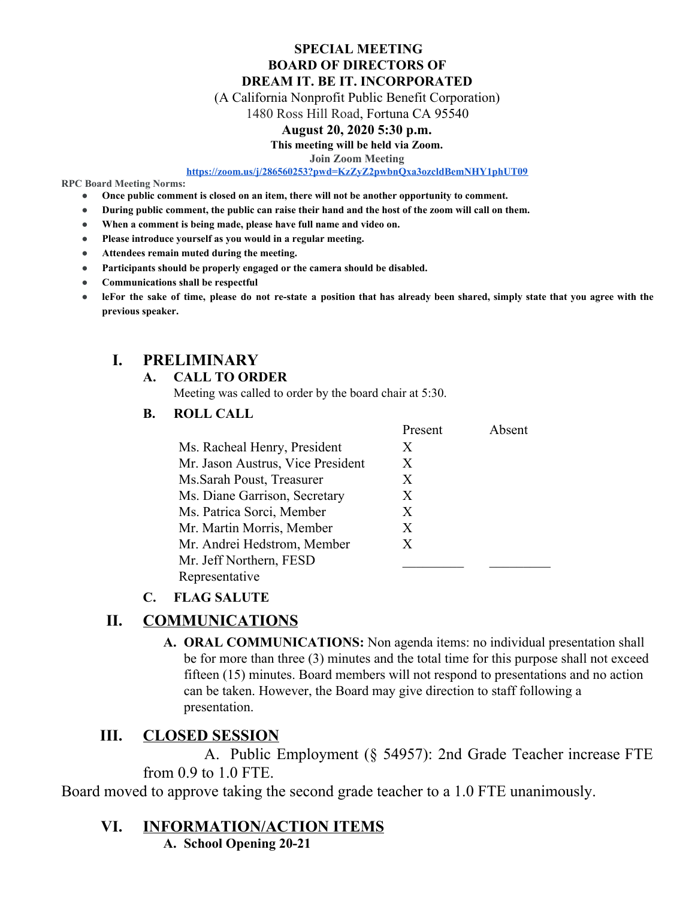**SPECIAL MEETING**
**BOARD OF DIRECTORS OF**
**DREAM IT. BE IT. INCORPORATED**
(A California Nonprofit Public Benefit Corporation)
1480 Ross Hill Road, Fortuna CA 95540
**August 20, 2020 5:30 p.m.**
**This meeting will be held via Zoom.**
**Join Zoom Meeting**
https://zoom.us/j/286560253?pwd=KzZyZ2pwbnQxa3ozcldBemNHY1phUT09

**RPC Board Meeting Norms:**

- **Once public comment is closed on an item, there will not be another opportunity to comment.**
- **During public comment, the public can raise their hand and the host of the zoom will call on them.**
- **When a comment is being made, please have full name and video on.**
- **Please introduce yourself as you would in a regular meeting.**
- **Attendees remain muted during the meeting.**
- **Participants should be properly engaged or the camera should be disabled.**
- **Communications shall be respectful**
- **leFor the sake of time, please do not re-state a position that has already been shared, simply state that you agree with the previous speaker.**

## I. PRELIMINARY

### A. CALL TO ORDER

Meeting was called to order by the board chair at 5:30.

### B. ROLL CALL

| | Present | Absent |
|---|---|---|
| Ms. Racheal Henry, President | X | |
| Mr. Jason Austrus, Vice President | X | |
| Ms.Sarah Poust, Treasurer | X | |
| Ms. Diane Garrison, Secretary | X | |
| Ms. Patrica Sorci, Member | X | |
| Mr. Martin Morris, Member | X | |
| Mr. Andrei Hedstrom, Member | X | |
| Mr. Jeff Northern, FESD Representative | _________ | _________ |

### C. FLAG SALUTE

## II. COMMUNICATIONS

A. **ORAL COMMUNICATIONS:** Non agenda items: no individual presentation shall be for more than three (3) minutes and the total time for this purpose shall not exceed fifteen (15) minutes. Board members will not respond to presentations and no action can be taken. However, the Board may give direction to staff following a presentation.

## III. CLOSED SESSION

A. Public Employment (§ 54957): 2nd Grade Teacher increase FTE from 0.9 to 1.0 FTE.

Board moved to approve taking the second grade teacher to a 1.0 FTE unanimously.

## VI. INFORMATION/ACTION ITEMS

**A. School Opening 20-21**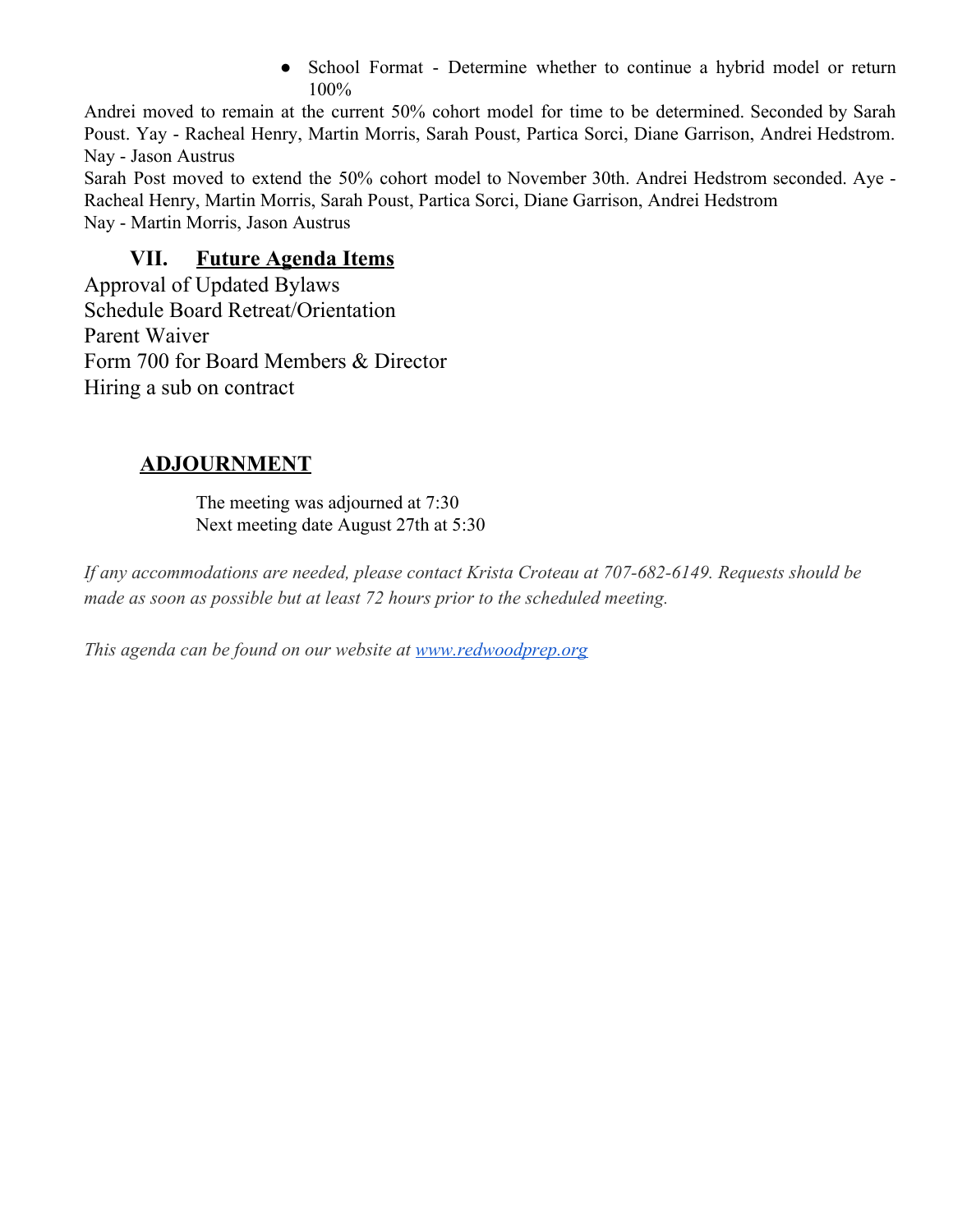- School Format - Determine whether to continue a hybrid model or return 100%

Andrei moved to remain at the current 50% cohort model for time to be determined. Seconded by Sarah Poust. Yay - Racheal Henry, Martin Morris, Sarah Poust, Partica Sorci, Diane Garrison, Andrei Hedstrom. Nay - Jason Austrus

Sarah Post moved to extend the 50% cohort model to November 30th. Andrei Hedstrom seconded. Aye - Racheal Henry, Martin Morris, Sarah Poust, Partica Sorci, Diane Garrison, Andrei Hedstrom
Nay - Martin Morris, Jason Austrus

## VII. Future Agenda Items

Approval of Updated Bylaws
Schedule Board Retreat/Orientation
Parent Waiver
Form 700 for Board Members & Director
Hiring a sub on contract

## ADJOURNMENT

The meeting was adjourned at 7:30
Next meeting date August 27th at 5:30

*If any accommodations are needed, please contact Krista Croteau at 707-682-6149. Requests should be made as soon as possible but at least 72 hours prior to the scheduled meeting.*

*This agenda can be found on our website at [www.redwoodprep.org](www.redwoodprep.org)*